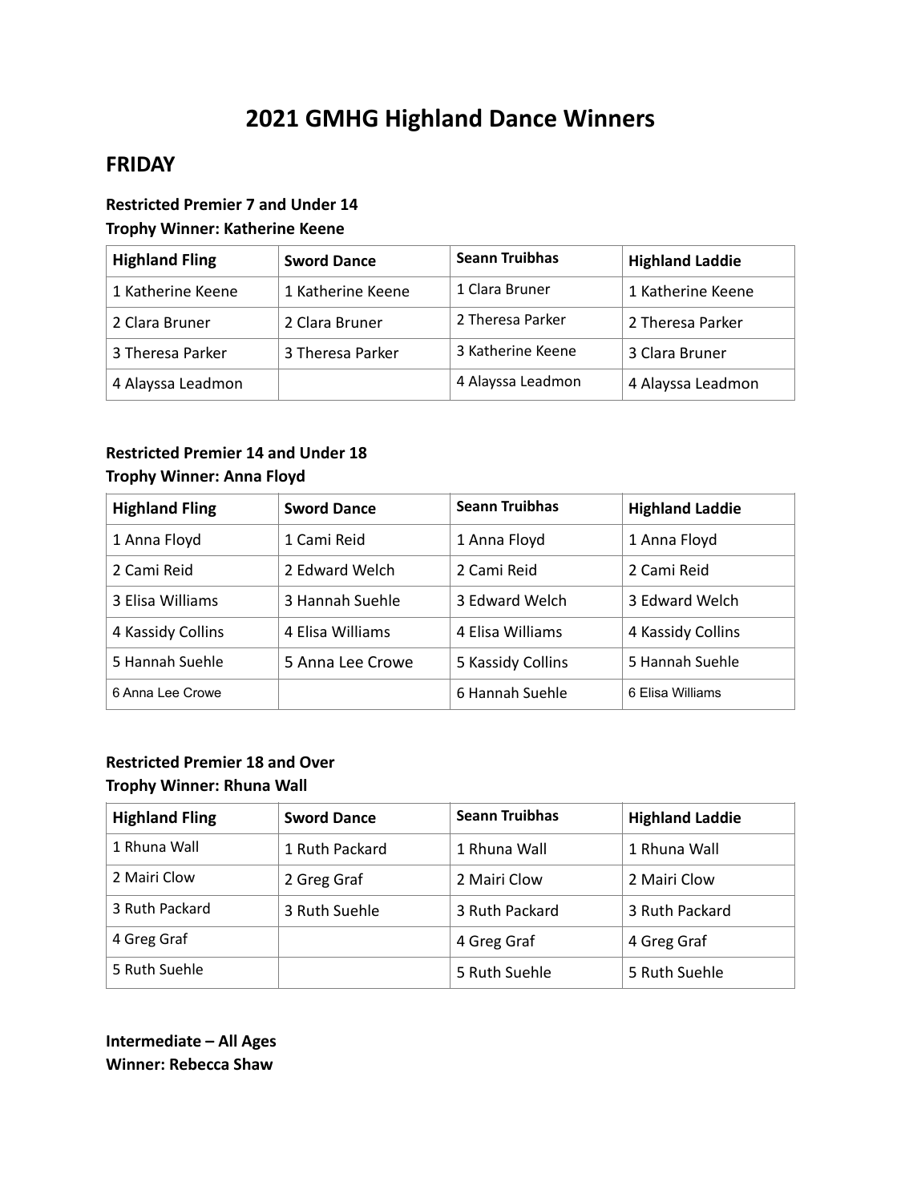# 2021 GMHG Highland Dance Winners

## FRIDAY

**Restricted Premier 7 and Under 14**
**Trophy Winner: Katherine Keene**

| Highland Fling | Sword Dance | Seann Truibhas | Highland Laddie |
|---|---|---|---|
| 1 Katherine Keene | 1 Katherine Keene | 1 Clara Bruner | 1 Katherine Keene |
| 2 Clara Bruner | 2 Clara Bruner | 2 Theresa Parker | 2 Theresa Parker |
| 3 Theresa Parker | 3 Theresa Parker | 3 Katherine Keene | 3 Clara Bruner |
| 4 Alayssa Leadmon | | 4 Alayssa Leadmon | 4 Alayssa Leadmon |

**Restricted Premier 14 and Under 18**
**Trophy Winner: Anna Floyd**

| Highland Fling | Sword Dance | Seann Truibhas | Highland Laddie |
|---|---|---|---|
| 1 Anna Floyd | 1 Cami Reid | 1 Anna Floyd | 1 Anna Floyd |
| 2 Cami Reid | 2 Edward Welch | 2 Cami Reid | 2 Cami Reid |
| 3 Elisa Williams | 3 Hannah Suehle | 3 Edward Welch | 3 Edward Welch |
| 4 Kassidy Collins | 4 Elisa Williams | 4 Elisa Williams | 4 Kassidy Collins |
| 5 Hannah Suehle | 5 Anna Lee Crowe | 5 Kassidy Collins | 5 Hannah Suehle |
| 6 Anna Lee Crowe | | 6 Hannah Suehle | 6 Elisa Williams |

**Restricted Premier 18 and Over**
**Trophy Winner: Rhuna Wall**

| Highland Fling | Sword Dance | Seann Truibhas | Highland Laddie |
|---|---|---|---|
| 1 Rhuna Wall | 1 Ruth Packard | 1 Rhuna Wall | 1 Rhuna Wall |
| 2 Mairi Clow | 2 Greg Graf | 2 Mairi Clow | 2 Mairi Clow |
| 3 Ruth Packard | 3 Ruth Suehle | 3 Ruth Packard | 3 Ruth Packard |
| 4 Greg Graf | | 4 Greg Graf | 4 Greg Graf |
| 5 Ruth Suehle | | 5 Ruth Suehle | 5 Ruth Suehle |

**Intermediate – All Ages**
**Winner: Rebecca Shaw**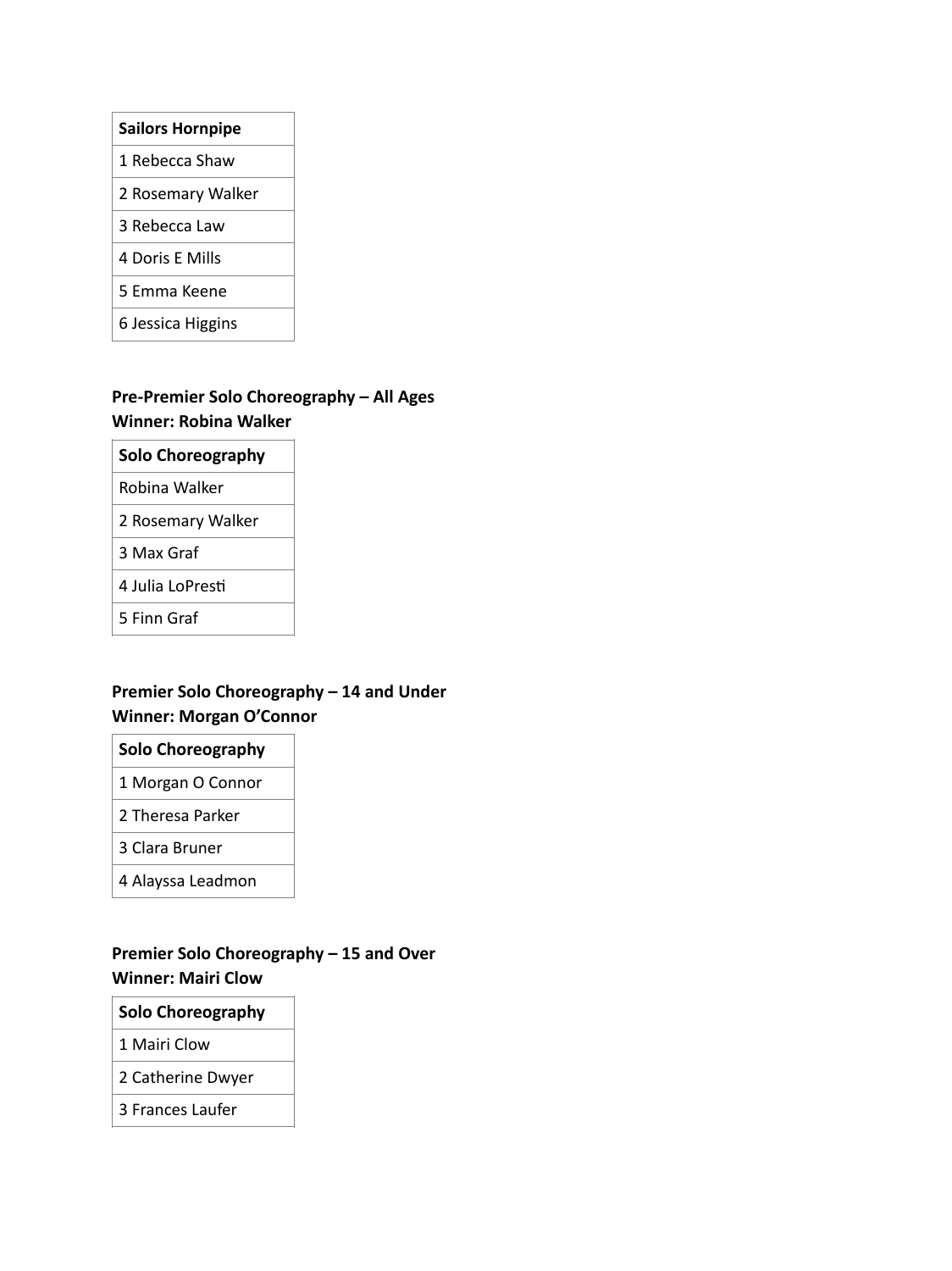| Sailors Hornpipe |
|---|
| 1 Rebecca Shaw |
| 2 Rosemary Walker |
| 3 Rebecca Law |
| 4 Doris E Mills |
| 5 Emma Keene |
| 6 Jessica Higgins |

**Pre-Premier Solo Choreography – All Ages**
**Winner: Robina Walker**

| Solo Choreography |
|---|
| Robina Walker |
| 2 Rosemary Walker |
| 3 Max Graf |
| 4 Julia LoPresti |
| 5 Finn Graf |

**Premier Solo Choreography – 14 and Under**
**Winner: Morgan O'Connor**

| Solo Choreography |
|---|
| 1 Morgan O Connor |
| 2 Theresa Parker |
| 3 Clara Bruner |
| 4 Alayssa Leadmon |

**Premier Solo Choreography – 15 and Over**
**Winner: Mairi Clow**

| Solo Choreography |
|---|
| 1 Mairi Clow |
| 2 Catherine Dwyer |
| 3 Frances Laufer |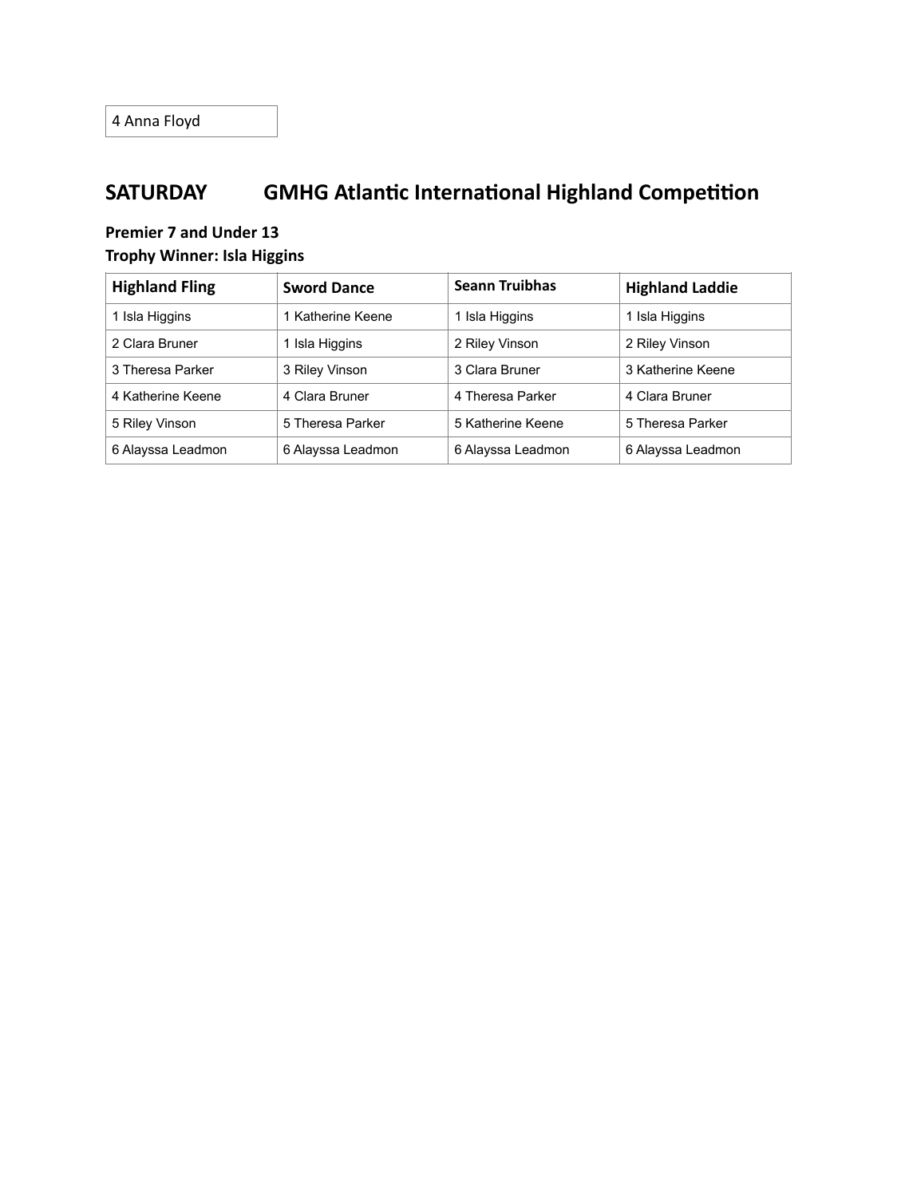| 4 Anna Floyd |
|---|

## SATURDAY GMHG Atlantic International Highland Competition

**Premier 7 and Under 13**
**Trophy Winner: Isla Higgins**

| Highland Fling | Sword Dance | Seann Truibhas | Highland Laddie |
|---|---|---|---|
| 1 Isla Higgins | 1 Katherine Keene | 1 Isla Higgins | 1 Isla Higgins |
| 2 Clara Bruner | 1 Isla Higgins | 2 Riley Vinson | 2 Riley Vinson |
| 3 Theresa Parker | 3 Riley Vinson | 3 Clara Bruner | 3 Katherine Keene |
| 4 Katherine Keene | 4 Clara Bruner | 4 Theresa Parker | 4 Clara Bruner |
| 5 Riley Vinson | 5 Theresa Parker | 5 Katherine Keene | 5 Theresa Parker |
| 6 Alayssa Leadmon | 6 Alayssa Leadmon | 6 Alayssa Leadmon | 6 Alayssa Leadmon |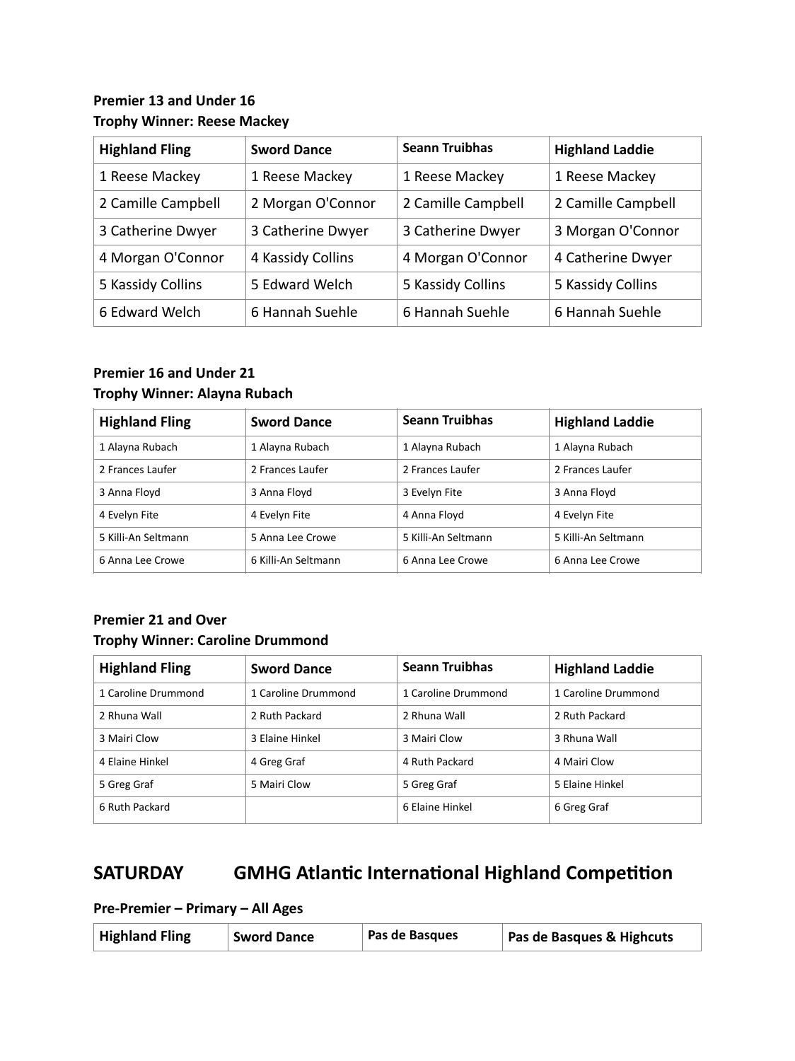**Premier 13 and Under 16**
**Trophy Winner: Reese Mackey**

| Highland Fling | Sword Dance | Seann Truibhas | Highland Laddie |
|---|---|---|---|
| 1 Reese Mackey | 1 Reese Mackey | 1 Reese Mackey | 1 Reese Mackey |
| 2 Camille Campbell | 2 Morgan O'Connor | 2 Camille Campbell | 2 Camille Campbell |
| 3 Catherine Dwyer | 3 Catherine Dwyer | 3 Catherine Dwyer | 3 Morgan O'Connor |
| 4 Morgan O'Connor | 4 Kassidy Collins | 4 Morgan O'Connor | 4 Catherine Dwyer |
| 5 Kassidy Collins | 5 Edward Welch | 5 Kassidy Collins | 5 Kassidy Collins |
| 6 Edward Welch | 6 Hannah Suehle | 6 Hannah Suehle | 6 Hannah Suehle |

**Premier 16 and Under 21**
**Trophy Winner: Alayna Rubach**

| Highland Fling | Sword Dance | Seann Truibhas | Highland Laddie |
|---|---|---|---|
| 1 Alayna Rubach | 1 Alayna Rubach | 1 Alayna Rubach | 1 Alayna Rubach |
| 2 Frances Laufer | 2 Frances Laufer | 2 Frances Laufer | 2 Frances Laufer |
| 3 Anna Floyd | 3 Anna Floyd | 3 Evelyn Fite | 3 Anna Floyd |
| 4 Evelyn Fite | 4 Evelyn Fite | 4 Anna Floyd | 4 Evelyn Fite |
| 5 Killi-An Seltmann | 5 Anna Lee Crowe | 5 Killi-An Seltmann | 5 Killi-An Seltmann |
| 6 Anna Lee Crowe | 6 Killi-An Seltmann | 6 Anna Lee Crowe | 6 Anna Lee Crowe |

**Premier 21 and Over**
**Trophy Winner: Caroline Drummond**

| Highland Fling | Sword Dance | Seann Truibhas | Highland Laddie |
|---|---|---|---|
| 1 Caroline Drummond | 1 Caroline Drummond | 1 Caroline Drummond | 1 Caroline Drummond |
| 2 Rhuna Wall | 2 Ruth Packard | 2 Rhuna Wall | 2 Ruth Packard |
| 3 Mairi Clow | 3 Elaine Hinkel | 3 Mairi Clow | 3 Rhuna Wall |
| 4 Elaine Hinkel | 4 Greg Graf | 4 Ruth Packard | 4 Mairi Clow |
| 5 Greg Graf | 5 Mairi Clow | 5 Greg Graf | 5 Elaine Hinkel |
| 6 Ruth Packard | | 6 Elaine Hinkel | 6 Greg Graf |

## SATURDAY GMHG Atlantic International Highland Competition

**Pre-Premier – Primary – All Ages**

| Highland Fling | Sword Dance | Pas de Basques | Pas de Basques & Highcuts |
|---|---|---|---|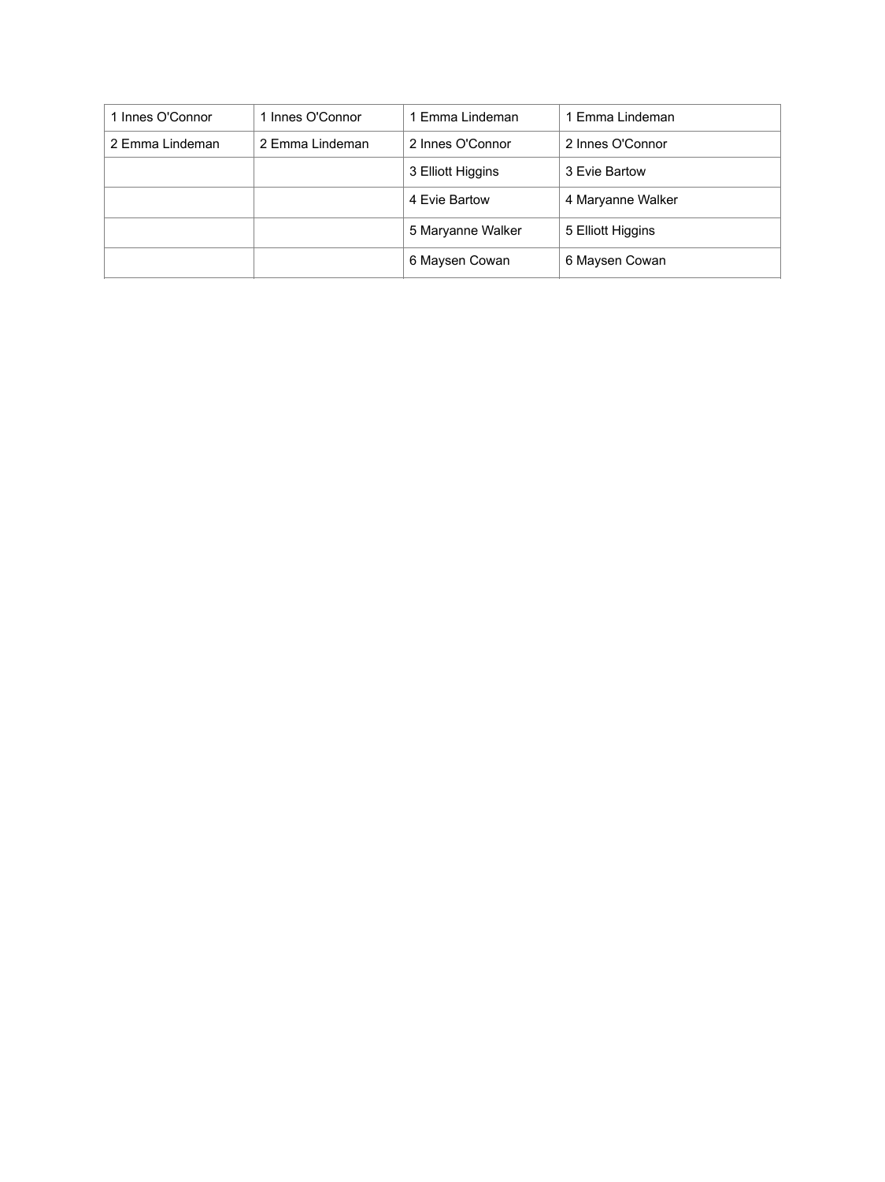| 1 Innes O'Connor | 1 Innes O'Connor | 1 Emma Lindeman | 1 Emma Lindeman |
|---|---|---|---|
| 2 Emma Lindeman | 2 Emma Lindeman | 2 Innes O'Connor | 2 Innes O'Connor |
| | | 3 Elliott Higgins | 3 Evie Bartow |
| | | 4 Evie Bartow | 4 Maryanne Walker |
| | | 5 Maryanne Walker | 5 Elliott Higgins |
| | | 6 Maysen Cowan | 6 Maysen Cowan |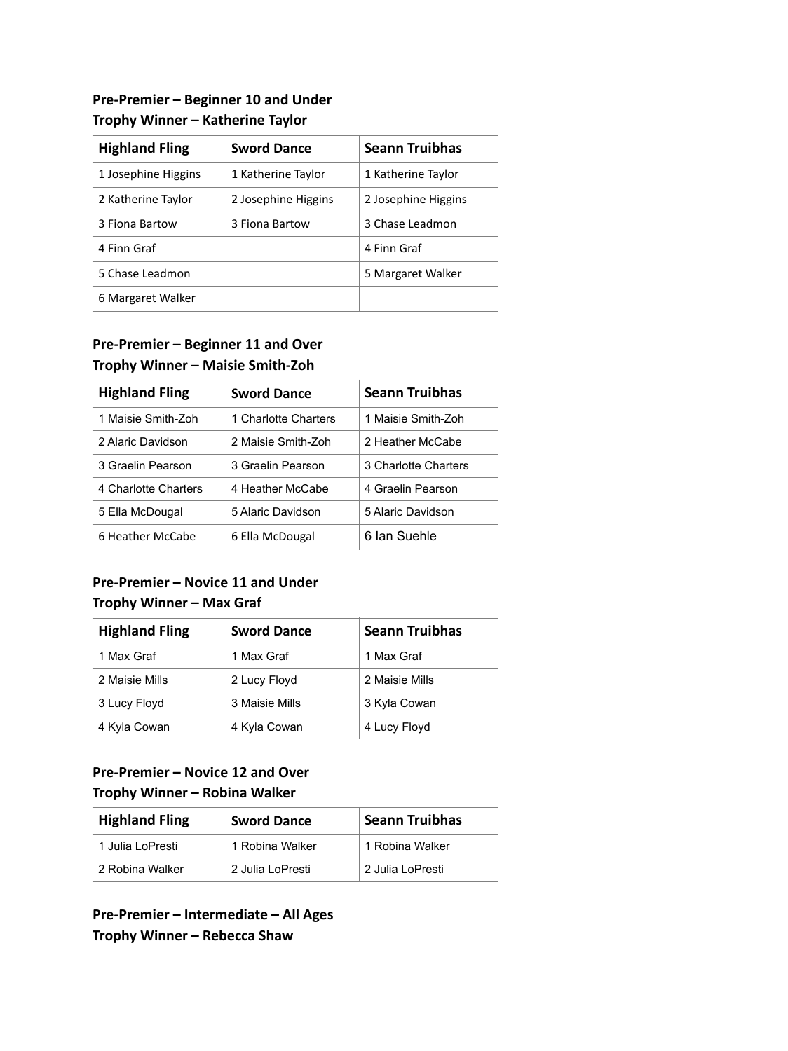**Pre-Premier – Beginner 10 and Under**
**Trophy Winner – Katherine Taylor**

| Highland Fling | Sword Dance | Seann Truibhas |
|---|---|---|
| 1 Josephine Higgins | 1 Katherine Taylor | 1 Katherine Taylor |
| 2 Katherine Taylor | 2 Josephine Higgins | 2 Josephine Higgins |
| 3 Fiona Bartow | 3 Fiona Bartow | 3 Chase Leadmon |
| 4 Finn Graf | | 4 Finn Graf |
| 5 Chase Leadmon | | 5 Margaret Walker |
| 6 Margaret Walker | | |

**Pre-Premier – Beginner 11 and Over**
**Trophy Winner – Maisie Smith-Zoh**

| Highland Fling | Sword Dance | Seann Truibhas |
|---|---|---|
| 1 Maisie Smith-Zoh | 1 Charlotte Charters | 1 Maisie Smith-Zoh |
| 2 Alaric Davidson | 2 Maisie Smith-Zoh | 2 Heather McCabe |
| 3 Graelin Pearson | 3 Graelin Pearson | 3 Charlotte Charters |
| 4 Charlotte Charters | 4 Heather McCabe | 4 Graelin Pearson |
| 5 Ella McDougal | 5 Alaric Davidson | 5 Alaric Davidson |
| 6 Heather McCabe | 6 Ella McDougal | 6 Ian Suehle |

**Pre-Premier – Novice 11 and Under**
**Trophy Winner – Max Graf**

| Highland Fling | Sword Dance | Seann Truibhas |
|---|---|---|
| 1 Max Graf | 1 Max Graf | 1 Max Graf |
| 2 Maisie Mills | 2 Lucy Floyd | 2 Maisie Mills |
| 3 Lucy Floyd | 3 Maisie Mills | 3 Kyla Cowan |
| 4 Kyla Cowan | 4 Kyla Cowan | 4 Lucy Floyd |

**Pre-Premier – Novice 12 and Over**
**Trophy Winner – Robina Walker**

| Highland Fling | Sword Dance | Seann Truibhas |
|---|---|---|
| 1 Julia LoPresti | 1 Robina Walker | 1 Robina Walker |
| 2 Robina Walker | 2 Julia LoPresti | 2 Julia LoPresti |

**Pre-Premier – Intermediate – All Ages**
**Trophy Winner – Rebecca Shaw**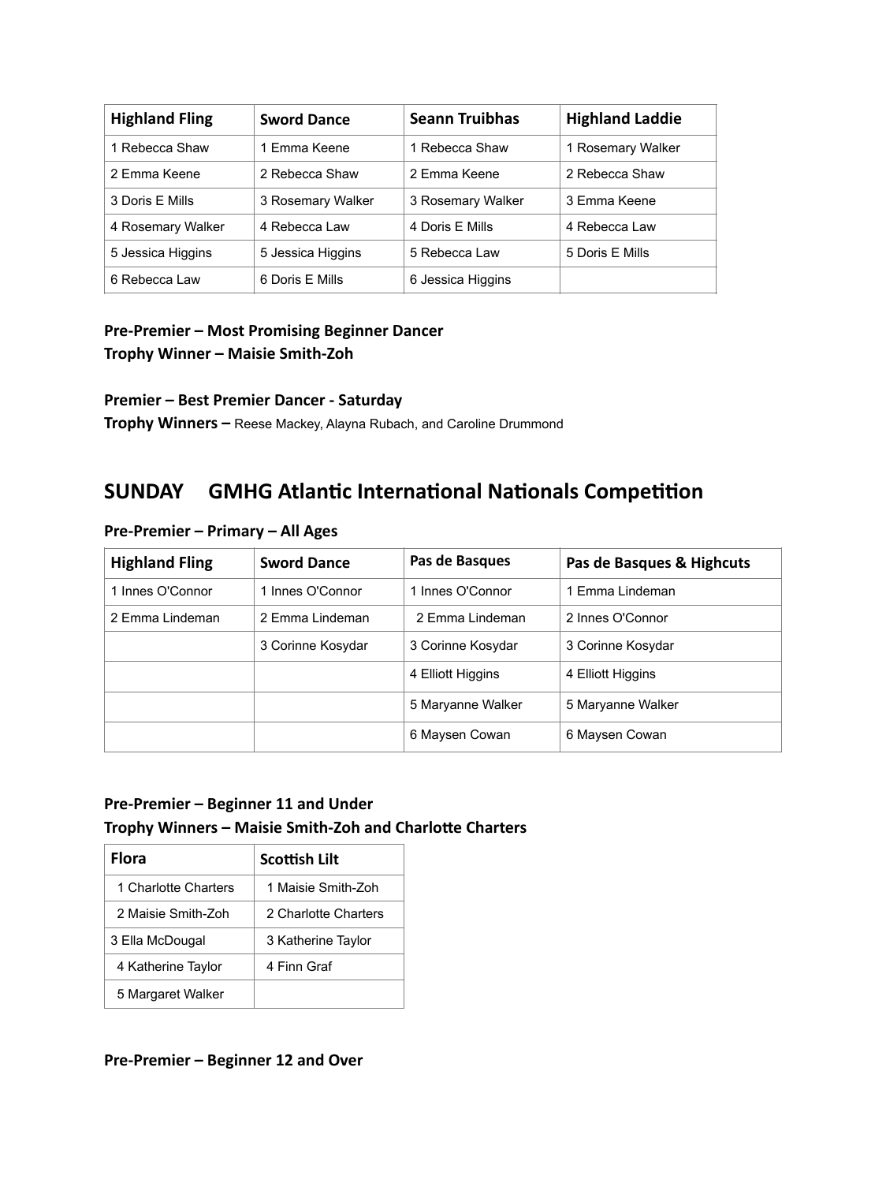| Highland Fling | Sword Dance | Seann Truibhas | Highland Laddie |
|---|---|---|---|
| 1 Rebecca Shaw | 1 Emma Keene | 1 Rebecca Shaw | 1 Rosemary Walker |
| 2 Emma Keene | 2 Rebecca Shaw | 2 Emma Keene | 2 Rebecca Shaw |
| 3 Doris E Mills | 3 Rosemary Walker | 3 Rosemary Walker | 3 Emma Keene |
| 4 Rosemary Walker | 4 Rebecca Law | 4 Doris E Mills | 4 Rebecca Law |
| 5 Jessica Higgins | 5 Jessica Higgins | 5 Rebecca Law | 5 Doris E Mills |
| 6 Rebecca Law | 6 Doris E Mills | 6 Jessica Higgins | |

**Pre-Premier – Most Promising Beginner Dancer**
**Trophy Winner – Maisie Smith-Zoh**

**Premier – Best Premier Dancer - Saturday**
**Trophy Winners –** Reese Mackey, Alayna Rubach, and Caroline Drummond

## SUNDAY GMHG Atlantic International Nationals Competition

### Pre-Premier – Primary – All Ages

| Highland Fling | Sword Dance | Pas de Basques | Pas de Basques & Highcuts |
|---|---|---|---|
| 1 Innes O'Connor | 1 Innes O'Connor | 1 Innes O'Connor | 1 Emma Lindeman |
| 2 Emma Lindeman | 2 Emma Lindeman | 2 Emma Lindeman | 2 Innes O'Connor |
| | 3 Corinne Kosydar | 3 Corinne Kosydar | 3 Corinne Kosydar |
| | | 4 Elliott Higgins | 4 Elliott Higgins |
| | | 5 Maryanne Walker | 5 Maryanne Walker |
| | | 6 Maysen Cowan | 6 Maysen Cowan |

### Pre-Premier – Beginner 11 and Under

**Trophy Winners – Maisie Smith-Zoh and Charlotte Charters**

| Flora | Scottish Lilt |
|---|---|
| 1 Charlotte Charters | 1 Maisie Smith-Zoh |
| 2 Maisie Smith-Zoh | 2 Charlotte Charters |
| 3 Ella McDougal | 3 Katherine Taylor |
| 4 Katherine Taylor | 4 Finn Graf |
| 5 Margaret Walker | |

### Pre-Premier – Beginner 12 and Over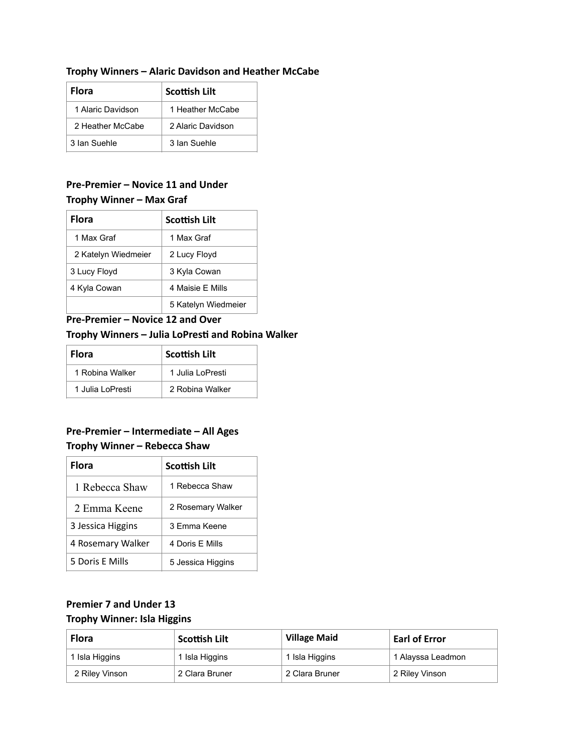**Trophy Winners – Alaric Davidson and Heather McCabe**

| Flora | Scottish Lilt |
|---|---|
| 1 Alaric Davidson | 1 Heather McCabe |
| 2 Heather McCabe | 2 Alaric Davidson |
| 3 Ian Suehle | 3 Ian Suehle |

**Pre-Premier – Novice 11 and Under**

**Trophy Winner – Max Graf**

| Flora | Scottish Lilt |
|---|---|
| 1 Max Graf | 1 Max Graf |
| 2 Katelyn Wiedmeier | 2 Lucy Floyd |
| 3 Lucy Floyd | 3 Kyla Cowan |
| 4 Kyla Cowan | 4 Maisie E Mills |
| | 5 Katelyn Wiedmeier |

**Pre-Premier – Novice 12 and Over**

**Trophy Winners – Julia LoPresti and Robina Walker**

| Flora | Scottish Lilt |
|---|---|
| 1 Robina Walker | 1 Julia LoPresti |
| 1 Julia LoPresti | 2 Robina Walker |

**Pre-Premier – Intermediate – All Ages**

**Trophy Winner – Rebecca Shaw**

| Flora | Scottish Lilt |
|---|---|
| 1 Rebecca Shaw | 1 Rebecca Shaw |
| 2 Emma Keene | 2 Rosemary Walker |
| 3 Jessica Higgins | 3 Emma Keene |
| 4 Rosemary Walker | 4 Doris E Mills |
| 5 Doris E Mills | 5 Jessica Higgins |

**Premier 7 and Under 13**

**Trophy Winner: Isla Higgins**

| Flora | Scottish Lilt | Village Maid | Earl of Error |
|---|---|---|---|
| 1 Isla Higgins | 1 Isla Higgins | 1 Isla Higgins | 1 Alayssa Leadmon |
| 2 Riley Vinson | 2 Clara Bruner | 2 Clara Bruner | 2 Riley Vinson |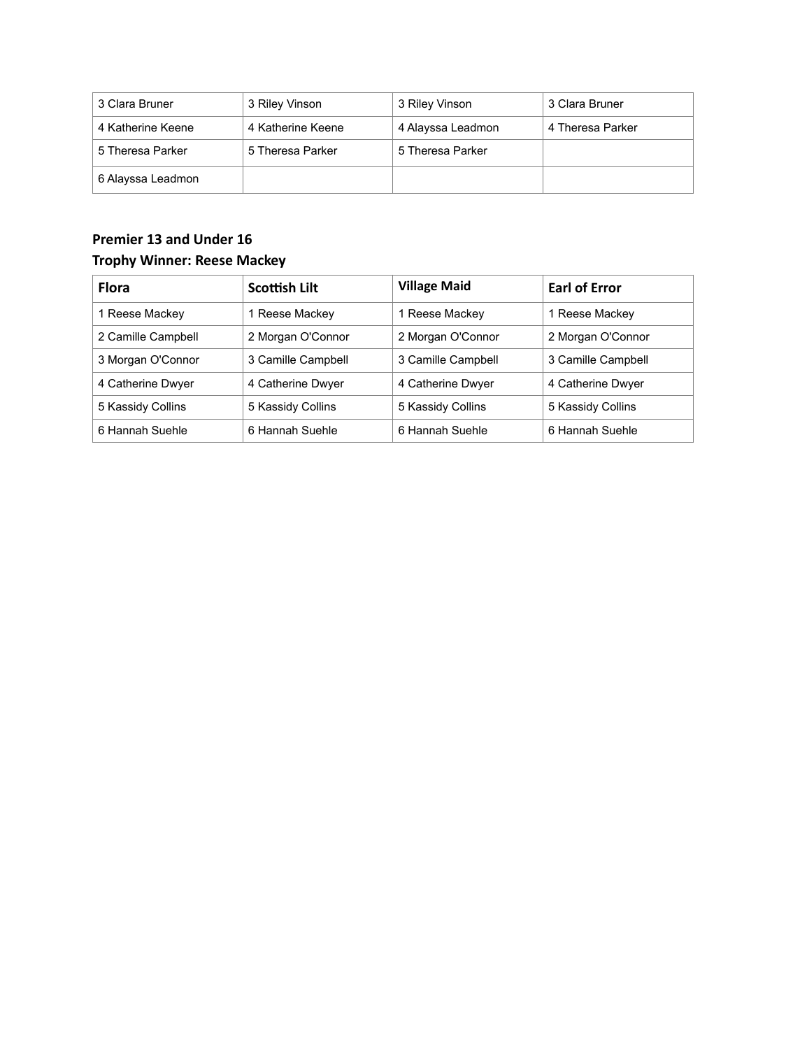| | | | |
|---|---|---|---|
| 3 Clara Bruner | 3 Riley Vinson | 3 Riley Vinson | 3 Clara Bruner |
| 4 Katherine Keene | 4 Katherine Keene | 4 Alayssa Leadmon | 4 Theresa Parker |
| 5 Theresa Parker | 5 Theresa Parker | 5 Theresa Parker | |
| 6 Alayssa Leadmon | | | |

### Premier 13 and Under 16

### Trophy Winner: Reese Mackey

| Flora | Scottish Lilt | Village Maid | Earl of Error |
|---|---|---|---|
| 1 Reese Mackey | 1 Reese Mackey | 1 Reese Mackey | 1 Reese Mackey |
| 2 Camille Campbell | 2 Morgan O'Connor | 2 Morgan O'Connor | 2 Morgan O'Connor |
| 3 Morgan O'Connor | 3 Camille Campbell | 3 Camille Campbell | 3 Camille Campbell |
| 4 Catherine Dwyer | 4 Catherine Dwyer | 4 Catherine Dwyer | 4 Catherine Dwyer |
| 5 Kassidy Collins | 5 Kassidy Collins | 5 Kassidy Collins | 5 Kassidy Collins |
| 6 Hannah Suehle | 6 Hannah Suehle | 6 Hannah Suehle | 6 Hannah Suehle |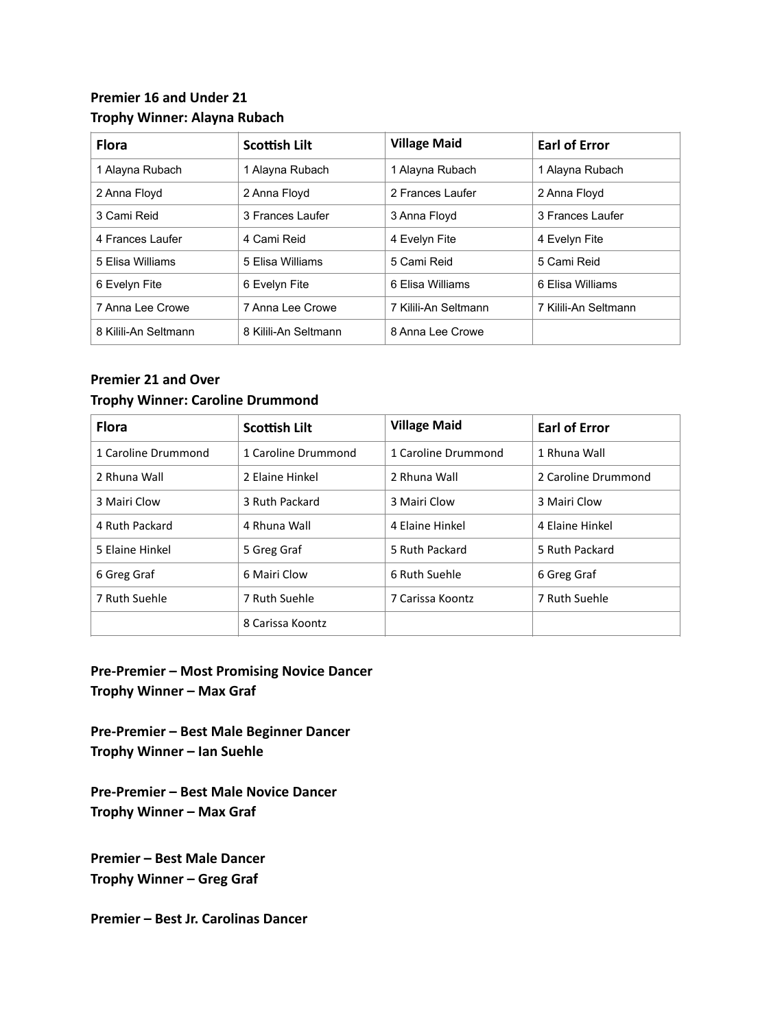**Premier 16 and Under 21**
**Trophy Winner: Alayna Rubach**

| Flora | Scottish Lilt | Village Maid | Earl of Error |
|---|---|---|---|
| 1 Alayna Rubach | 1 Alayna Rubach | 1 Alayna Rubach | 1 Alayna Rubach |
| 2 Anna Floyd | 2 Anna Floyd | 2 Frances Laufer | 2 Anna Floyd |
| 3 Cami Reid | 3 Frances Laufer | 3 Anna Floyd | 3 Frances Laufer |
| 4 Frances Laufer | 4 Cami Reid | 4 Evelyn Fite | 4 Evelyn Fite |
| 5 Elisa Williams | 5 Elisa Williams | 5 Cami Reid | 5 Cami Reid |
| 6 Evelyn Fite | 6 Evelyn Fite | 6 Elisa Williams | 6 Elisa Williams |
| 7 Anna Lee Crowe | 7 Anna Lee Crowe | 7 Kilili-An Seltmann | 7 Kilili-An Seltmann |
| 8 Kilili-An Seltmann | 8 Kilili-An Seltmann | 8 Anna Lee Crowe | |

**Premier 21 and Over**
**Trophy Winner: Caroline Drummond**

| Flora | Scottish Lilt | Village Maid | Earl of Error |
|---|---|---|---|
| 1 Caroline Drummond | 1 Caroline Drummond | 1 Caroline Drummond | 1 Rhuna Wall |
| 2 Rhuna Wall | 2 Elaine Hinkel | 2 Rhuna Wall | 2 Caroline Drummond |
| 3 Mairi Clow | 3 Ruth Packard | 3 Mairi Clow | 3 Mairi Clow |
| 4 Ruth Packard | 4 Rhuna Wall | 4 Elaine Hinkel | 4 Elaine Hinkel |
| 5 Elaine Hinkel | 5 Greg Graf | 5 Ruth Packard | 5 Ruth Packard |
| 6 Greg Graf | 6 Mairi Clow | 6 Ruth Suehle | 6 Greg Graf |
| 7 Ruth Suehle | 7 Ruth Suehle | 7 Carissa Koontz | 7 Ruth Suehle |
| | 8 Carissa Koontz | | |

**Pre-Premier – Most Promising Novice Dancer**
**Trophy Winner – Max Graf**

**Pre-Premier – Best Male Beginner Dancer**
**Trophy Winner – Ian Suehle**

**Pre-Premier – Best Male Novice Dancer**
**Trophy Winner – Max Graf**

**Premier – Best Male Dancer**
**Trophy Winner – Greg Graf**

**Premier – Best Jr. Carolinas Dancer**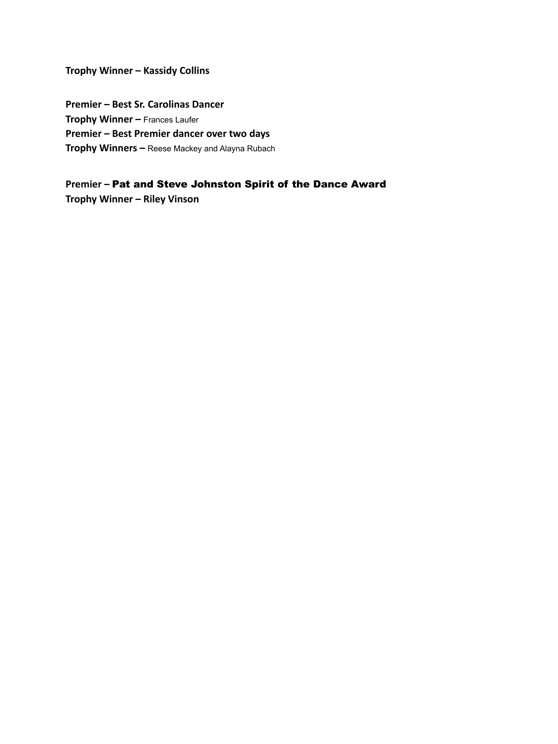**Trophy Winner – Kassidy Collins**

**Premier – Best Sr. Carolinas Dancer**
**Trophy Winner –** Frances Laufer
**Premier – Best Premier dancer over two days**
**Trophy Winners –** Reese Mackey and Alayna Rubach

**Premier – Pat and Steve Johnston Spirit of the Dance Award**
**Trophy Winner – Riley Vinson**